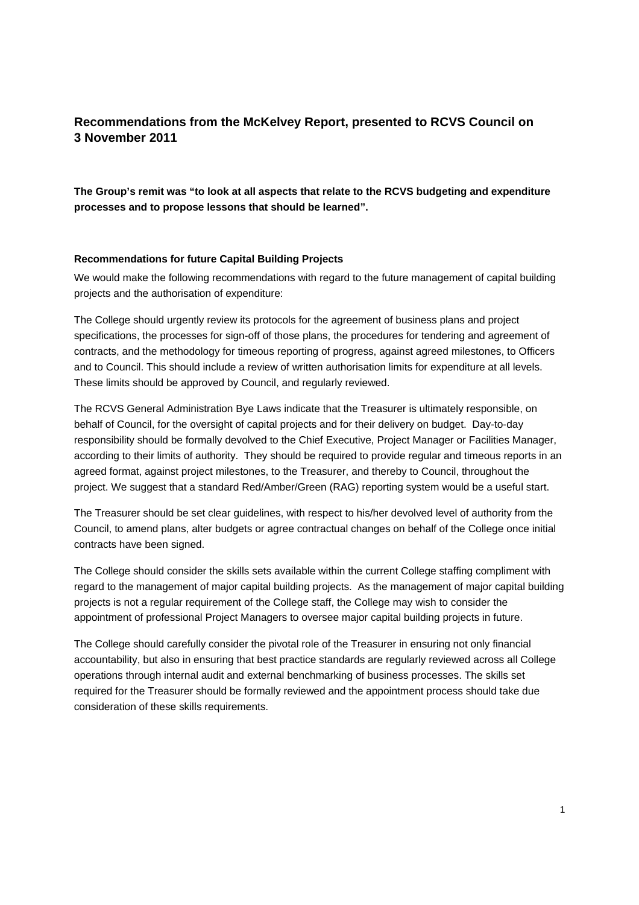## Recommendations from the McKelvey Report, presented to RCVS Council on 3 November 2011

**The Group's remit was "to look at all aspects that relate to the RCVS budgeting and expenditure processes and to propose lessons that should be learned".**

### Recommendations for future Capital Building Projects

We would make the following recommendations with regard to the future management of capital building projects and the authorisation of expenditure:

The College should urgently review its protocols for the agreement of business plans and project specifications, the processes for sign-off of those plans, the procedures for tendering and agreement of contracts, and the methodology for timeous reporting of progress, against agreed milestones, to Officers and to Council. This should include a review of written authorisation limits for expenditure at all levels. These limits should be approved by Council, and regularly reviewed.

The RCVS General Administration Bye Laws indicate that the Treasurer is ultimately responsible, on behalf of Council, for the oversight of capital projects and for their delivery on budget. Day-to-day responsibility should be formally devolved to the Chief Executive, Project Manager or Facilities Manager, according to their limits of authority. They should be required to provide regular and timeous reports in an agreed format, against project milestones, to the Treasurer, and thereby to Council, throughout the project. We suggest that a standard Red/Amber/Green (RAG) reporting system would be a useful start.

The Treasurer should be set clear guidelines, with respect to his/her devolved level of authority from the Council, to amend plans, alter budgets or agree contractual changes on behalf of the College once initial contracts have been signed.

The College should consider the skills sets available within the current College staffing compliment with regard to the management of major capital building projects. As the management of major capital building projects is not a regular requirement of the College staff, the College may wish to consider the appointment of professional Project Managers to oversee major capital building projects in future.

The College should carefully consider the pivotal role of the Treasurer in ensuring not only financial accountability, but also in ensuring that best practice standards are regularly reviewed across all College operations through internal audit and external benchmarking of business processes. The skills set required for the Treasurer should be formally reviewed and the appointment process should take due consideration of these skills requirements.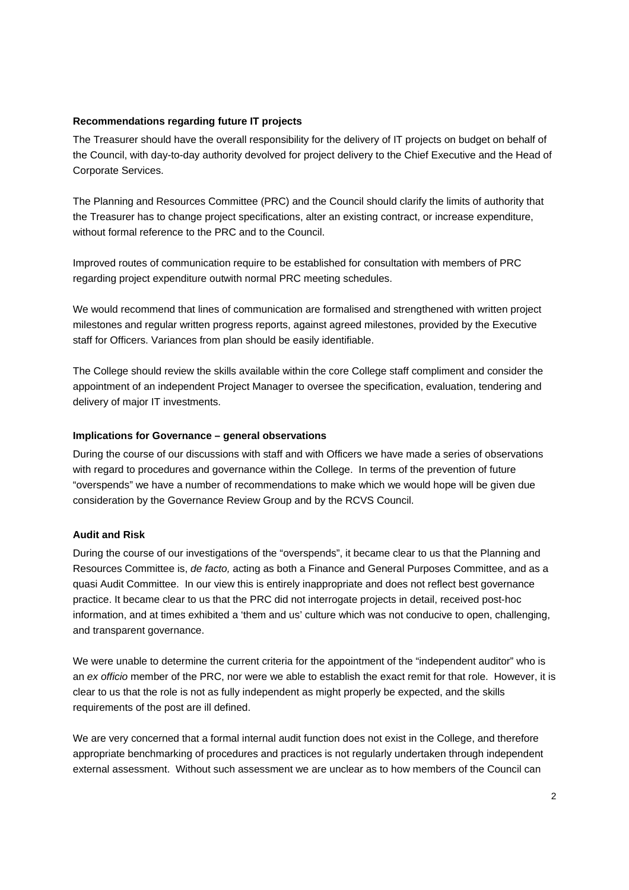**Recommendations regarding future IT projects**

The Treasurer should have the overall responsibility for the delivery of IT projects on budget on behalf of the Council, with day-to-day authority devolved for project delivery to the Chief Executive and the Head of Corporate Services.

The Planning and Resources Committee (PRC) and the Council should clarify the limits of authority that the Treasurer has to change project specifications, alter an existing contract, or increase expenditure, without formal reference to the PRC and to the Council.

Improved routes of communication require to be established for consultation with members of PRC regarding project expenditure outwith normal PRC meeting schedules.

We would recommend that lines of communication are formalised and strengthened with written project milestones and regular written progress reports, against agreed milestones, provided by the Executive staff for Officers. Variances from plan should be easily identifiable.

The College should review the skills available within the core College staff compliment and consider the appointment of an independent Project Manager to oversee the specification, evaluation, tendering and delivery of major IT investments.

**Implications for Governance – general observations**

During the course of our discussions with staff and with Officers we have made a series of observations with regard to procedures and governance within the College. In terms of the prevention of future "overspends" we have a number of recommendations to make which we would hope will be given due consideration by the Governance Review Group and by the RCVS Council.

**Audit and Risk**

During the course of our investigations of the "overspends", it became clear to us that the Planning and Resources Committee is, *de facto,* acting as both a Finance and General Purposes Committee, and as a quasi Audit Committee. In our view this is entirely inappropriate and does not reflect best governance practice. It became clear to us that the PRC did not interrogate projects in detail, received post-hoc information, and at times exhibited a 'them and us' culture which was not conducive to open, challenging, and transparent governance.

We were unable to determine the current criteria for the appointment of the "independent auditor" who is an *ex officio* member of the PRC, nor were we able to establish the exact remit for that role. However, it is clear to us that the role is not as fully independent as might properly be expected, and the skills requirements of the post are ill defined.

We are very concerned that a formal internal audit function does not exist in the College, and therefore appropriate benchmarking of procedures and practices is not regularly undertaken through independent external assessment. Without such assessment we are unclear as to how members of the Council can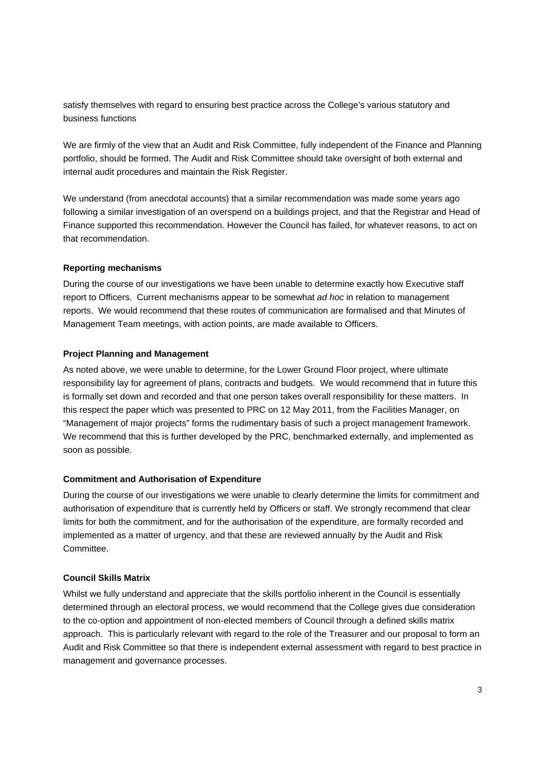satisfy themselves with regard to ensuring best practice across the College's various statutory and business functions

We are firmly of the view that an Audit and Risk Committee, fully independent of the Finance and Planning portfolio, should be formed. The Audit and Risk Committee should take oversight of both external and internal audit procedures and maintain the Risk Register.

We understand (from anecdotal accounts) that a similar recommendation was made some years ago following a similar investigation of an overspend on a buildings project, and that the Registrar and Head of Finance supported this recommendation. However the Council has failed, for whatever reasons, to act on that recommendation.

**Reporting mechanisms**

During the course of our investigations we have been unable to determine exactly how Executive staff report to Officers. Current mechanisms appear to be somewhat *ad hoc* in relation to management reports. We would recommend that these routes of communication are formalised and that Minutes of Management Team meetings, with action points, are made available to Officers.

**Project Planning and Management**

As noted above, we were unable to determine, for the Lower Ground Floor project, where ultimate responsibility lay for agreement of plans, contracts and budgets. We would recommend that in future this is formally set down and recorded and that one person takes overall responsibility for these matters. In this respect the paper which was presented to PRC on 12 May 2011, from the Facilities Manager, on "Management of major projects" forms the rudimentary basis of such a project management framework. We recommend that this is further developed by the PRC, benchmarked externally, and implemented as soon as possible.

**Commitment and Authorisation of Expenditure**

During the course of our investigations we were unable to clearly determine the limits for commitment and authorisation of expenditure that is currently held by Officers or staff. We strongly recommend that clear limits for both the commitment, and for the authorisation of the expenditure, are formally recorded and implemented as a matter of urgency, and that these are reviewed annually by the Audit and Risk Committee.

**Council Skills Matrix**

Whilst we fully understand and appreciate that the skills portfolio inherent in the Council is essentially determined through an electoral process, we would recommend that the College gives due consideration to the co-option and appointment of non-elected members of Council through a defined skills matrix approach. This is particularly relevant with regard to the role of the Treasurer and our proposal to form an Audit and Risk Committee so that there is independent external assessment with regard to best practice in management and governance processes.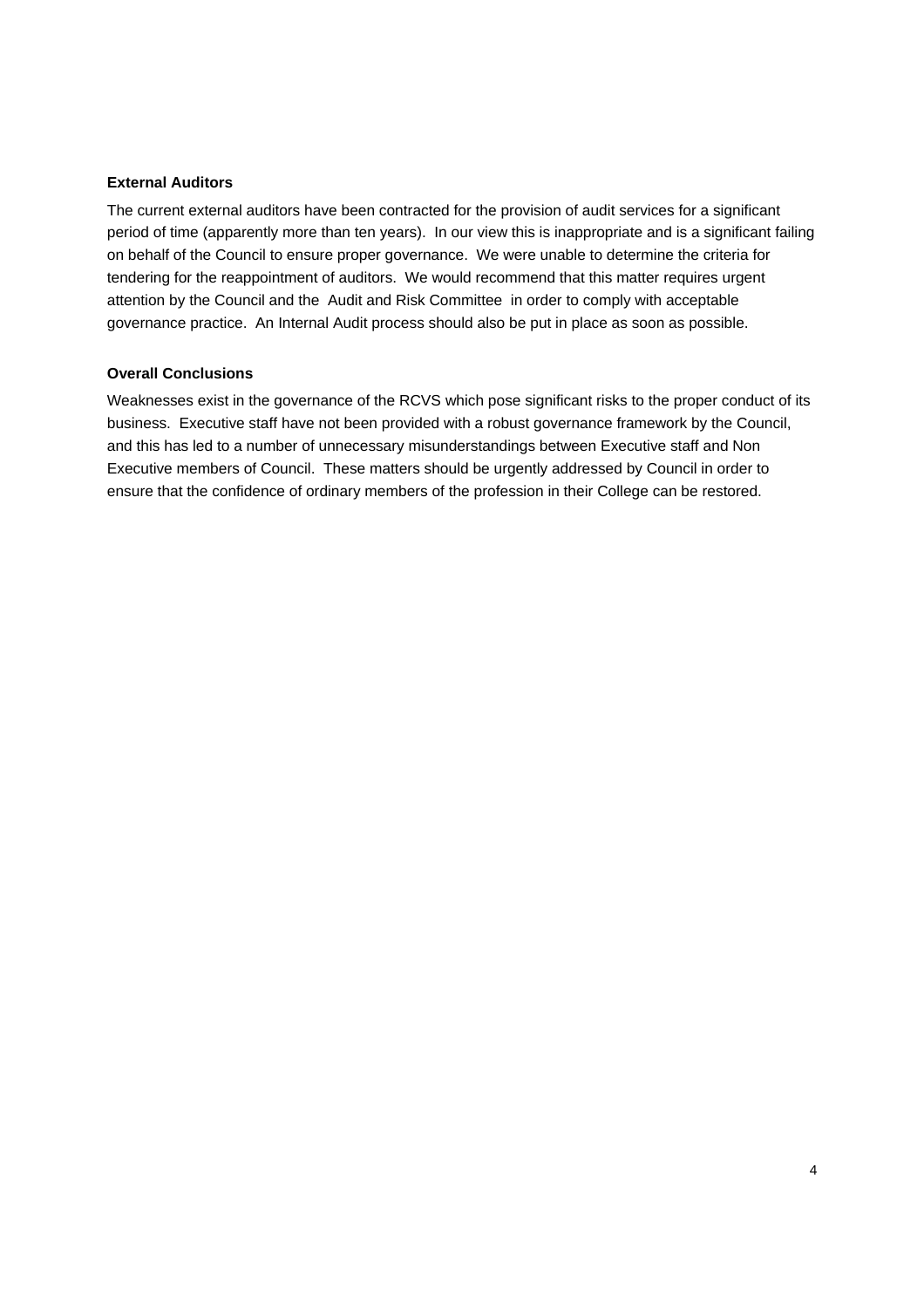**External Auditors**

The current external auditors have been contracted for the provision of audit services for a significant period of time (apparently more than ten years). In our view this is inappropriate and is a significant failing on behalf of the Council to ensure proper governance. We were unable to determine the criteria for tendering for the reappointment of auditors. We would recommend that this matter requires urgent attention by the Council and the Audit and Risk Committee in order to comply with acceptable governance practice. An Internal Audit process should also be put in place as soon as possible.

**Overall Conclusions**

Weaknesses exist in the governance of the RCVS which pose significant risks to the proper conduct of its business. Executive staff have not been provided with a robust governance framework by the Council, and this has led to a number of unnecessary misunderstandings between Executive staff and Non Executive members of Council. These matters should be urgently addressed by Council in order to ensure that the confidence of ordinary members of the profession in their College can be restored.